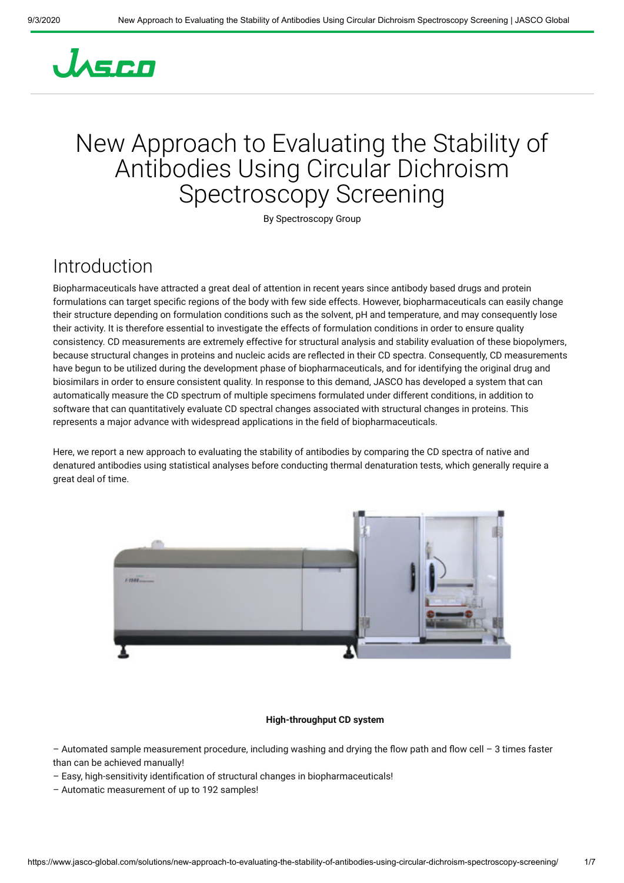# New Approach to Evaluating the Stability of Antibodies Using Circular Dichroism Spectroscopy Screening

By Spectroscopy Group

## Introduction

Biopharmaceuticals have attracted a great deal of attention in recent years since antibody based drugs and protein formulations can target specific regions of the body with few side effects. However, biopharmaceuticals can easily change their structure depending on formulation conditions such as the solvent, pH and temperature, and may consequently lose their activity. It is therefore essential to investigate the effects of formulation conditions in order to ensure quality consistency. CD measurements are extremely effective for structural analysis and stability evaluation of these biopolymers, because structural changes in proteins and nucleic acids are reflected in their CD spectra. Consequently, CD measurements have begun to be utilized during the development phase of biopharmaceuticals, and for identifying the original drug and biosimilars in order to ensure consistent quality. In response to this demand, JASCO has developed a system that can automatically measure the CD spectrum of multiple specimens formulated under different conditions, in addition to software that can quantitatively evaluate CD spectral changes associated with structural changes in proteins. This represents a major advance with widespread applications in the field of biopharmaceuticals.

Here, we report a new approach to evaluating the stability of antibodies by comparing the CD spectra of native and denatured antibodies using statistical analyses before conducting thermal denaturation tests, which generally require a great deal of time.

**High-throughput CD system**

– Automated sample measurement procedure, including washing and drying the flow path and flow cell – 3 times faster than can be achieved manually!

– Easy, high-sensitivity identification of structural changes in biopharmaceuticals!

– Automatic measurement of up to 192 samples!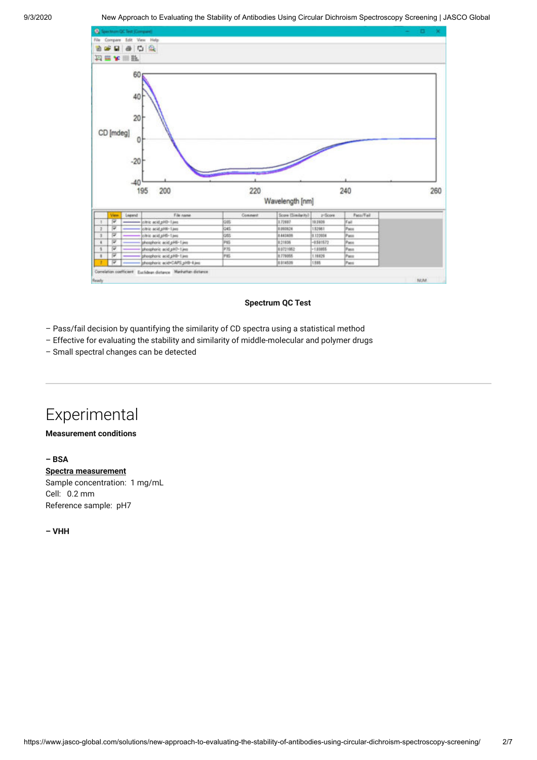**Spectrum QC Test**

– Pass/fail decision by quantifying the similarity of CD spectra using a statistical method
– Effective for evaluating the stability and similarity of middle-molecular and polymer drugs
– Small spectral changes can be detected

---

# Experimental

**Measurement conditions**

**– BSA**

**Spectra measurement**

Sample concentration: 1 mg/mL
Cell: 0.2 mm
Reference sample: pH7

**– VHH**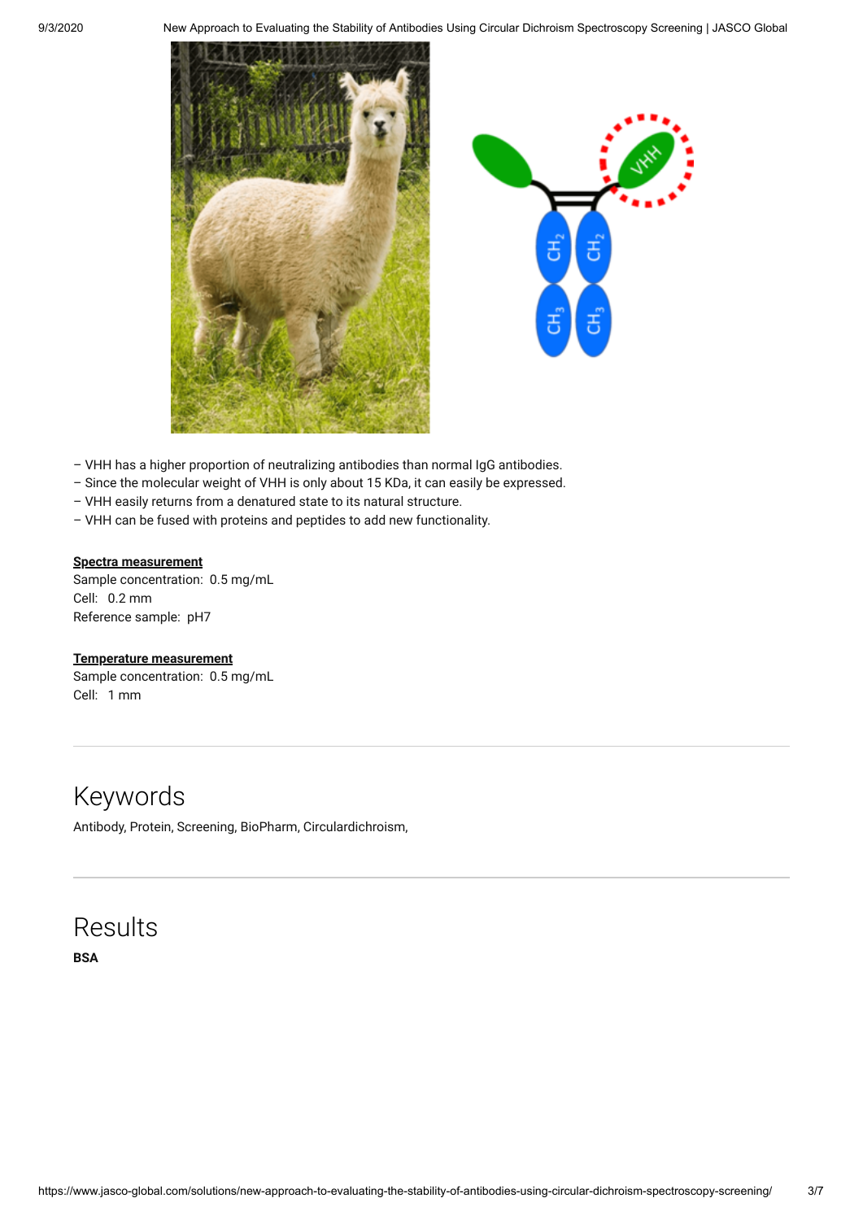– VHH has a higher proportion of neutralizing antibodies than normal IgG antibodies.
– Since the molecular weight of VHH is only about 15 KDa, it can easily be expressed.
– VHH easily returns from a denatured state to its natural structure.
– VHH can be fused with proteins and peptides to add new functionality.

**Spectra measurement**
Sample concentration: 0.5 mg/mL
Cell: 0.2 mm
Reference sample: pH7

**Temperature measurement**
Sample concentration: 0.5 mg/mL
Cell: 1 mm

## Keywords

Antibody, Protein, Screening, BioPharm, Circulardichroism,

## Results

**BSA**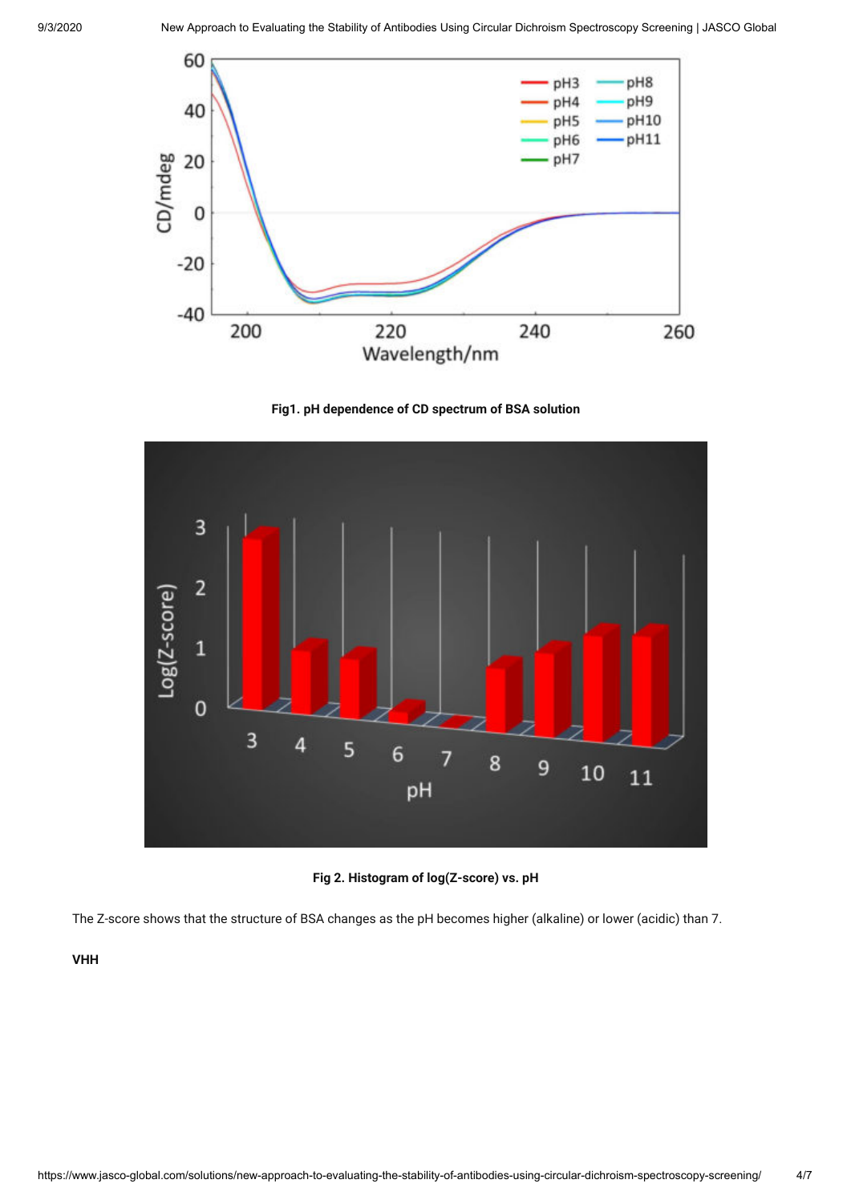**Fig1. pH dependence of CD spectrum of BSA solution**

**Fig 2. Histogram of log(Z-score) vs. pH**

The Z-score shows that the structure of BSA changes as the pH becomes higher (alkaline) or lower (acidic) than 7.

**VHH**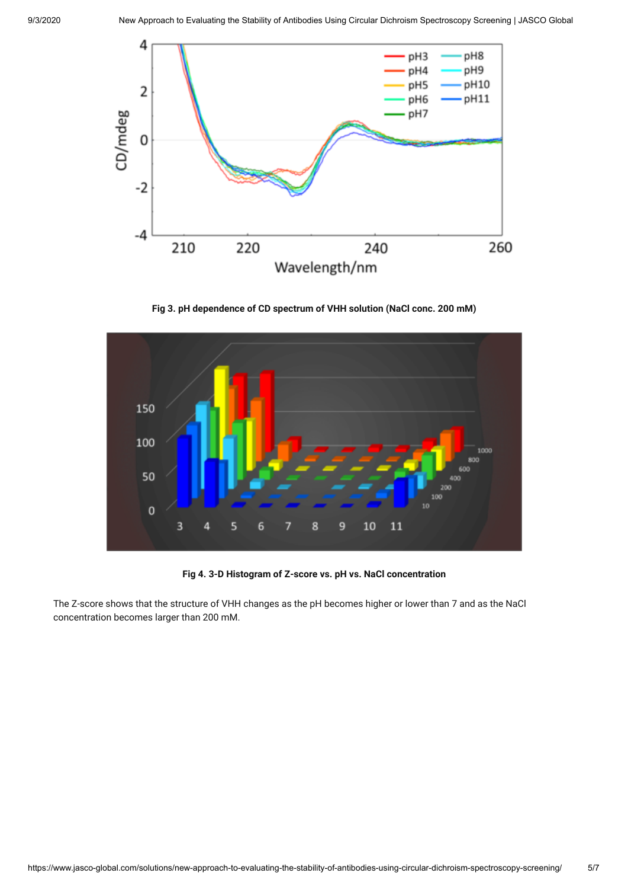**Fig 3. pH dependence of CD spectrum of VHH solution (NaCl conc. 200 mM)**

**Fig 4. 3-D Histogram of Z-score vs. pH vs. NaCl concentration**

The Z-score shows that the structure of VHH changes as the pH becomes higher or lower than 7 and as the NaCl concentration becomes larger than 200 mM.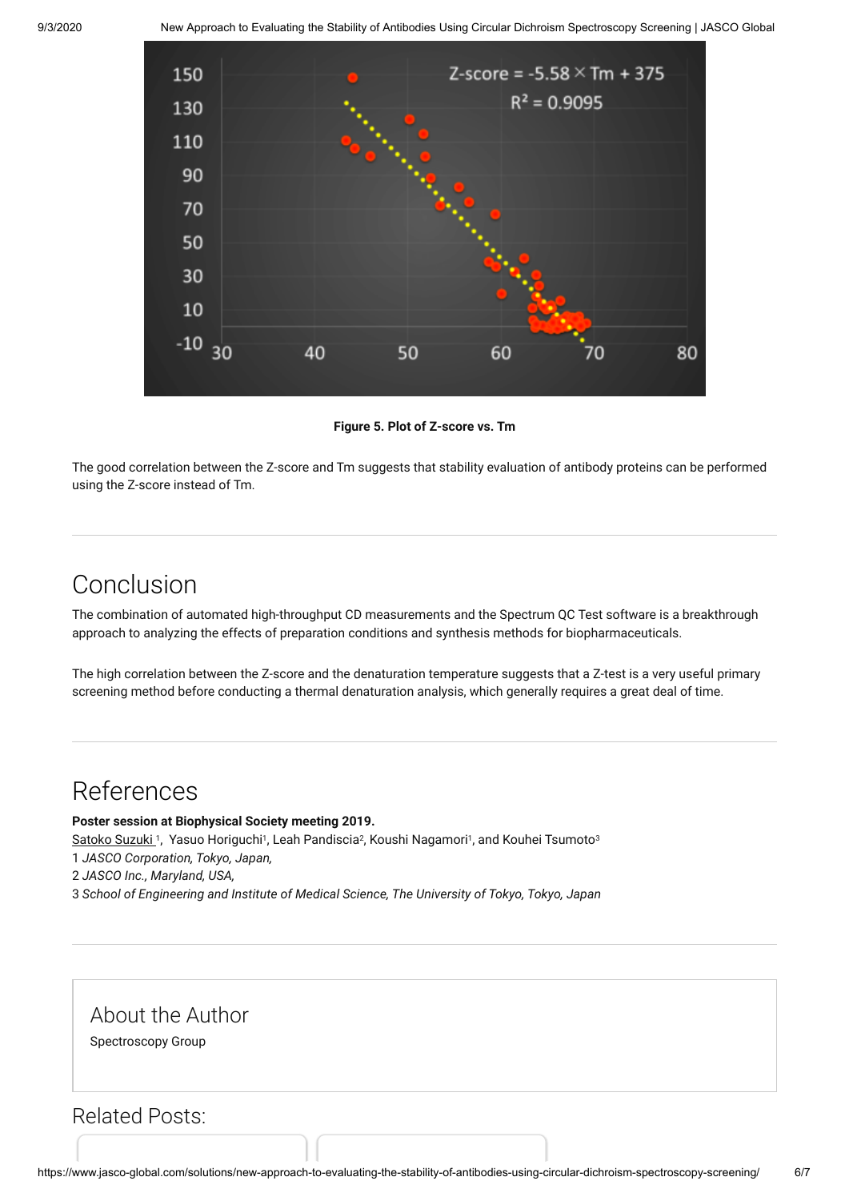**Figure 5. Plot of Z-score vs. Tm**

The good correlation between the Z-score and Tm suggests that stability evaluation of antibody proteins can be performed using the Z-score instead of Tm.

## Conclusion

The combination of automated high-throughput CD measurements and the Spectrum QC Test software is a breakthrough approach to analyzing the effects of preparation conditions and synthesis methods for biopharmaceuticals.

The high correlation between the Z-score and the denaturation temperature suggests that a Z-test is a very useful primary screening method before conducting a thermal denaturation analysis, which generally requires a great deal of time.

## References

**Poster session at Biophysical Society meeting 2019.**
Satoko Suzuki [1], Yasuo Horiguchi[1], Leah Pandiscia[2], Koushi Nagamori[1], and Kouhei Tsumoto[3]
1 *JASCO Corporation, Tokyo, Japan,*
2 *JASCO Inc., Maryland, USA,*
3 *School of Engineering and Institute of Medical Science, The University of Tokyo, Tokyo, Japan*

## About the Author

Spectroscopy Group

## Related Posts: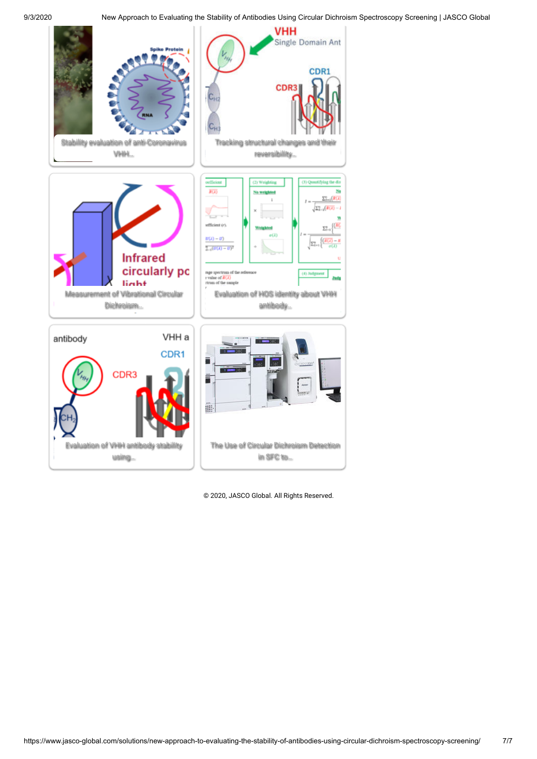Stability evaluation of anti-Coronavirus VHH...

Tracking structural changes and their reversibility...

Measurement of Vibrational Circular Dichroism...

Evaluation of HOS identity about VHH antibody...

Evaluation of VHH antibody stability using...

The Use of Circular Dichroism Detection in SFC to...

© 2020, JASCO Global. All Rights Reserved.